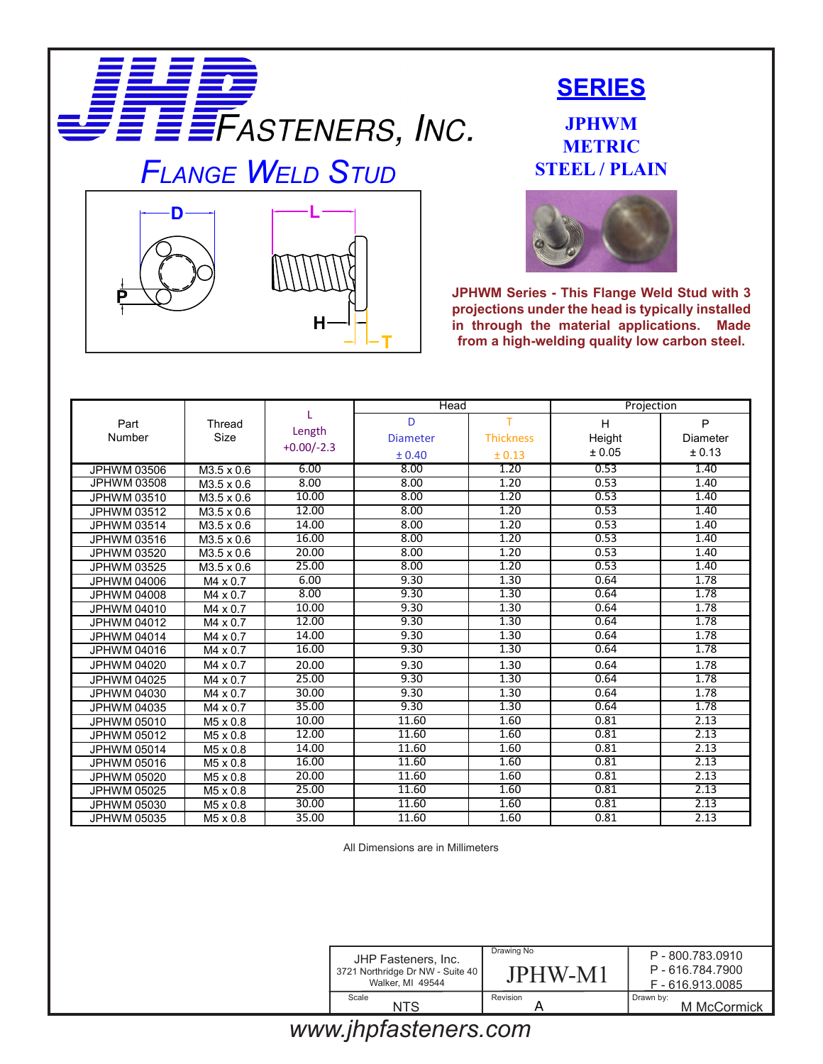# JHP Fasteners, Inc.

## Flange Weld Stud

D

L

P

H

T

## SERIES

**JPHWM**
**METRIC**
**STEEL / PLAIN**

**JPHWM Series - This Flange Weld Stud with 3 projections under the head is typically installed in through the material applications. Made from a high-welding quality low carbon steel.**

| Part Number | Thread Size | L Length +0.00/-2.3 | Head | | Projection | |
|---|---|---|---|---|---|---|
| | | | D Diameter ± 0.40 | T Thickness ± 0.13 | H Height ± 0.05 | P Diameter ± 0.13 |
| JPHWM 03506 | M3.5 x 0.6 | 6.00 | 8.00 | 1.20 | 0.53 | 1.40 |
| JPHWM 03508 | M3.5 x 0.6 | 8.00 | 8.00 | 1.20 | 0.53 | 1.40 |
| JPHWM 03510 | M3.5 x 0.6 | 10.00 | 8.00 | 1.20 | 0.53 | 1.40 |
| JPHWM 03512 | M3.5 x 0.6 | 12.00 | 8.00 | 1.20 | 0.53 | 1.40 |
| JPHWM 03514 | M3.5 x 0.6 | 14.00 | 8.00 | 1.20 | 0.53 | 1.40 |
| JPHWM 03516 | M3.5 x 0.6 | 16.00 | 8.00 | 1.20 | 0.53 | 1.40 |
| JPHWM 03520 | M3.5 x 0.6 | 20.00 | 8.00 | 1.20 | 0.53 | 1.40 |
| JPHWM 03525 | M3.5 x 0.6 | 25.00 | 8.00 | 1.20 | 0.53 | 1.40 |
| JPHWM 04006 | M4 x 0.7 | 6.00 | 9.30 | 1.30 | 0.64 | 1.78 |
| JPHWM 04008 | M4 x 0.7 | 8.00 | 9.30 | 1.30 | 0.64 | 1.78 |
| JPHWM 04010 | M4 x 0.7 | 10.00 | 9.30 | 1.30 | 0.64 | 1.78 |
| JPHWM 04012 | M4 x 0.7 | 12.00 | 9.30 | 1.30 | 0.64 | 1.78 |
| JPHWM 04014 | M4 x 0.7 | 14.00 | 9.30 | 1.30 | 0.64 | 1.78 |
| JPHWM 04016 | M4 x 0.7 | 16.00 | 9.30 | 1.30 | 0.64 | 1.78 |
| JPHWM 04020 | M4 x 0.7 | 20.00 | 9.30 | 1.30 | 0.64 | 1.78 |
| JPHWM 04025 | M4 x 0.7 | 25.00 | 9.30 | 1.30 | 0.64 | 1.78 |
| JPHWM 04030 | M4 x 0.7 | 30.00 | 9.30 | 1.30 | 0.64 | 1.78 |
| JPHWM 04035 | M4 x 0.7 | 35.00 | 9.30 | 1.30 | 0.64 | 1.78 |
| JPHWM 05010 | M5 x 0.8 | 10.00 | 11.60 | 1.60 | 0.81 | 2.13 |
| JPHWM 05012 | M5 x 0.8 | 12.00 | 11.60 | 1.60 | 0.81 | 2.13 |
| JPHWM 05014 | M5 x 0.8 | 14.00 | 11.60 | 1.60 | 0.81 | 2.13 |
| JPHWM 05016 | M5 x 0.8 | 16.00 | 11.60 | 1.60 | 0.81 | 2.13 |
| JPHWM 05020 | M5 x 0.8 | 20.00 | 11.60 | 1.60 | 0.81 | 2.13 |
| JPHWM 05025 | M5 x 0.8 | 25.00 | 11.60 | 1.60 | 0.81 | 2.13 |
| JPHWM 05030 | M5 x 0.8 | 30.00 | 11.60 | 1.60 | 0.81 | 2.13 |
| JPHWM 05035 | M5 x 0.8 | 35.00 | 11.60 | 1.60 | 0.81 | 2.13 |

All Dimensions are in Millimeters

| JHP Fasteners, Inc. 3721 Northridge Dr NW - Suite 40 Walker, MI 49544 | Drawing No JPHW-M1 | P - 800.783.0910 P - 616.784.7900 F - 616.913.0085 |
|---|---|---|
| Scale NTS | Revision A | Drawn by: M McCormick |

www.jhpfasteners.com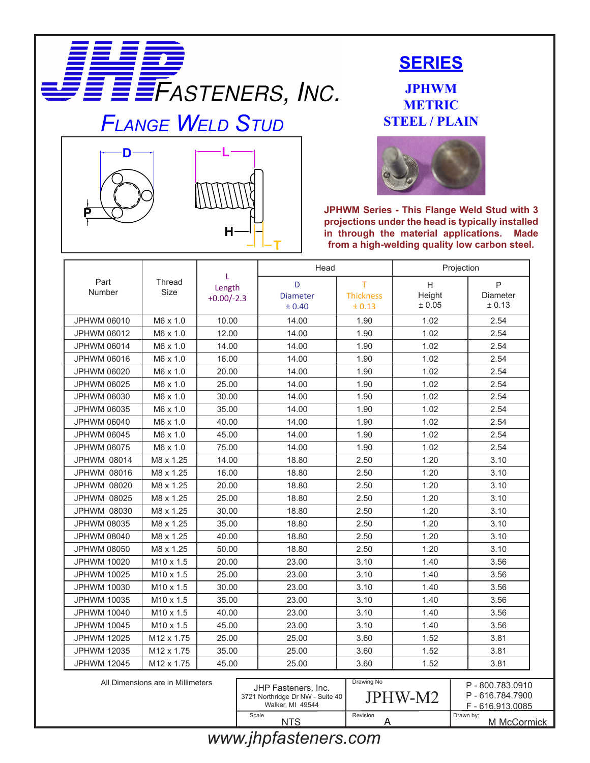# JHP FASTENERS, INC.

## FLANGE WELD STUD

D

L

P

H

T

## SERIES

**JPHWM**
**METRIC**
**STEEL / PLAIN**

**JPHWM Series - This Flange Weld Stud with 3 projections under the head is typically installed in through the material applications. Made from a high-welding quality low carbon steel.**

| Part Number | Thread Size | L Length +0.00/-2.3 | Head | | Projection | |
|---|---|---|---|---|---|---|
| | | | D Diameter ± 0.40 | T Thickness ± 0.13 | H Height ± 0.05 | P Diameter ± 0.13 |
| JPHWM 06010 | M6 x 1.0 | 10.00 | 14.00 | 1.90 | 1.02 | 2.54 |
| JPHWM 06012 | M6 x 1.0 | 12.00 | 14.00 | 1.90 | 1.02 | 2.54 |
| JPHWM 06014 | M6 x 1.0 | 14.00 | 14.00 | 1.90 | 1.02 | 2.54 |
| JPHWM 06016 | M6 x 1.0 | 16.00 | 14.00 | 1.90 | 1.02 | 2.54 |
| JPHWM 06020 | M6 x 1.0 | 20.00 | 14.00 | 1.90 | 1.02 | 2.54 |
| JPHWM 06025 | M6 x 1.0 | 25.00 | 14.00 | 1.90 | 1.02 | 2.54 |
| JPHWM 06030 | M6 x 1.0 | 30.00 | 14.00 | 1.90 | 1.02 | 2.54 |
| JPHWM 06035 | M6 x 1.0 | 35.00 | 14.00 | 1.90 | 1.02 | 2.54 |
| JPHWM 06040 | M6 x 1.0 | 40.00 | 14.00 | 1.90 | 1.02 | 2.54 |
| JPHWM 06045 | M6 x 1.0 | 45.00 | 14.00 | 1.90 | 1.02 | 2.54 |
| JPHWM 06075 | M6 x 1.0 | 75.00 | 14.00 | 1.90 | 1.02 | 2.54 |
| JPHWM 08014 | M8 x 1.25 | 14.00 | 18.80 | 2.50 | 1.20 | 3.10 |
| JPHWM 08016 | M8 x 1.25 | 16.00 | 18.80 | 2.50 | 1.20 | 3.10 |
| JPHWM 08020 | M8 x 1.25 | 20.00 | 18.80 | 2.50 | 1.20 | 3.10 |
| JPHWM 08025 | M8 x 1.25 | 25.00 | 18.80 | 2.50 | 1.20 | 3.10 |
| JPHWM 08030 | M8 x 1.25 | 30.00 | 18.80 | 2.50 | 1.20 | 3.10 |
| JPHWM 08035 | M8 x 1.25 | 35.00 | 18.80 | 2.50 | 1.20 | 3.10 |
| JPHWM 08040 | M8 x 1.25 | 40.00 | 18.80 | 2.50 | 1.20 | 3.10 |
| JPHWM 08050 | M8 x 1.25 | 50.00 | 18.80 | 2.50 | 1.20 | 3.10 |
| JPHWM 10020 | M10 x 1.5 | 20.00 | 23.00 | 3.10 | 1.40 | 3.56 |
| JPHWM 10025 | M10 x 1.5 | 25.00 | 23.00 | 3.10 | 1.40 | 3.56 |
| JPHWM 10030 | M10 x 1.5 | 30.00 | 23.00 | 3.10 | 1.40 | 3.56 |
| JPHWM 10035 | M10 x 1.5 | 35.00 | 23.00 | 3.10 | 1.40 | 3.56 |
| JPHWM 10040 | M10 x 1.5 | 40.00 | 23.00 | 3.10 | 1.40 | 3.56 |
| JPHWM 10045 | M10 x 1.5 | 45.00 | 23.00 | 3.10 | 1.40 | 3.56 |
| JPHWM 12025 | M12 x 1.75 | 25.00 | 25.00 | 3.60 | 1.52 | 3.81 |
| JPHWM 12035 | M12 x 1.75 | 35.00 | 25.00 | 3.60 | 1.52 | 3.81 |
| JPHWM 12045 | M12 x 1.75 | 45.00 | 25.00 | 3.60 | 1.52 | 3.81 |

All Dimensions are in Millimeters

| JHP Fasteners, Inc. 3721 Northridge Dr NW - Suite 40 Walker, MI 49544 | Drawing No JPHW-M2 | P - 800.783.0910 P - 616.784.7900 F - 616.913.0085 |
|---|---|---|
| Scale NTS | Revision A | Drawn by: M McCormick |

www.jhpfasteners.com